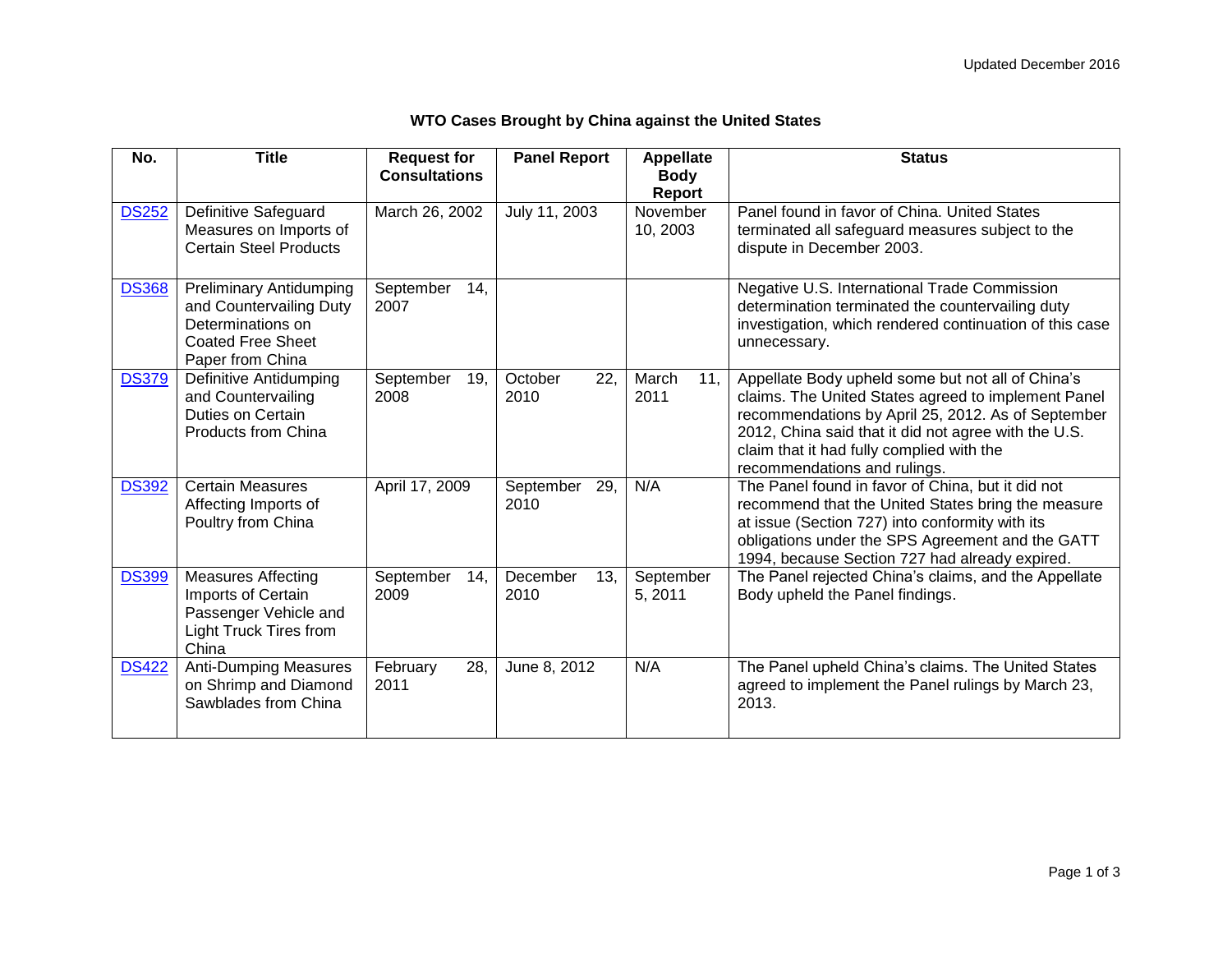Updated December 2016

## WTO Cases Brought by China against the United States

| No. | Title | Request for Consultations | Panel Report | Appellate Body Report | Status |
|---|---|---|---|---|---|
| DS252 | Definitive Safeguard Measures on Imports of Certain Steel Products | March 26, 2002 | July 11, 2003 | November 10, 2003 | Panel found in favor of China. United States terminated all safeguard measures subject to the dispute in December 2003. |
| DS368 | Preliminary Antidumping and Countervailing Duty Determinations on Coated Free Sheet Paper from China | September 14, 2007 | | | Negative U.S. International Trade Commission determination terminated the countervailing duty investigation, which rendered continuation of this case unnecessary. |
| DS379 | Definitive Antidumping and Countervailing Duties on Certain Products from China | September 19, 2008 | October 22, 2010 | March 11, 2011 | Appellate Body upheld some but not all of China's claims. The United States agreed to implement Panel recommendations by April 25, 2012. As of September 2012, China said that it did not agree with the U.S. claim that it had fully complied with the recommendations and rulings. |
| DS392 | Certain Measures Affecting Imports of Poultry from China | April 17, 2009 | September 29, 2010 | N/A | The Panel found in favor of China, but it did not recommend that the United States bring the measure at issue (Section 727) into conformity with its obligations under the SPS Agreement and the GATT 1994, because Section 727 had already expired. |
| DS399 | Measures Affecting Imports of Certain Passenger Vehicle and Light Truck Tires from China | September 14, 2009 | December 13, 2010 | September 5, 2011 | The Panel rejected China's claims, and the Appellate Body upheld the Panel findings. |
| DS422 | Anti-Dumping Measures on Shrimp and Diamond Sawblades from China | February 28, 2011 | June 8, 2012 | N/A | The Panel upheld China's claims. The United States agreed to implement the Panel rulings by March 23, 2013. |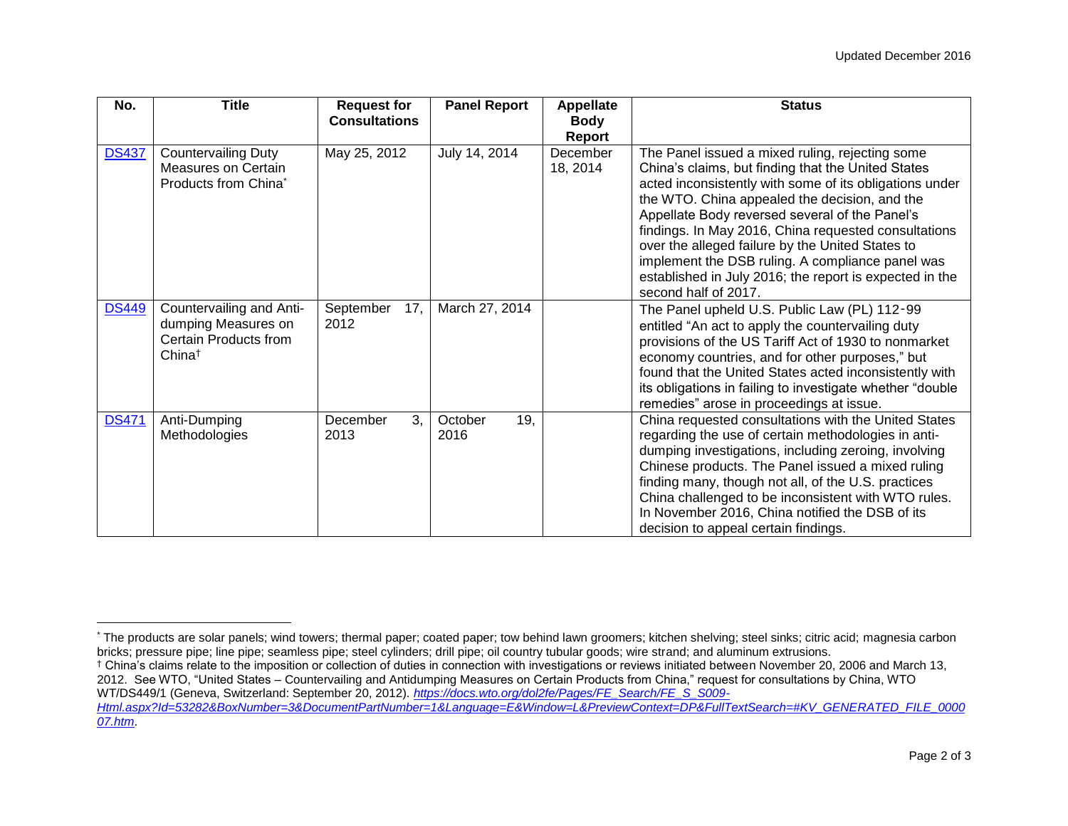| No. | Title | Request for Consultations | Panel Report | Appellate Body Report | Status |
| --- | --- | --- | --- | --- | --- |
| DS437 | Countervailing Duty Measures on Certain Products from China* | May 25, 2012 | July 14, 2014 | December 18, 2014 | The Panel issued a mixed ruling, rejecting some China's claims, but finding that the United States acted inconsistently with some of its obligations under the WTO. China appealed the decision, and the Appellate Body reversed several of the Panel's findings. In May 2016, China requested consultations over the alleged failure by the United States to implement the DSB ruling. A compliance panel was established in July 2016; the report is expected in the second half of 2017. |
| DS449 | Countervailing and Anti-dumping Measures on Certain Products from China† | September 17, 2012 | March 27, 2014 | | The Panel upheld U.S. Public Law (PL) 112-99 entitled "An act to apply the countervailing duty provisions of the US Tariff Act of 1930 to nonmarket economy countries, and for other purposes," but found that the United States acted inconsistently with its obligations in failing to investigate whether "double remedies" arose in proceedings at issue. |
| DS471 | Anti-Dumping Methodologies | December 3, 2013 | October 19, 2016 | | China requested consultations with the United States regarding the use of certain methodologies in anti-dumping investigations, including zeroing, involving Chinese products. The Panel issued a mixed ruling finding many, though not all, of the U.S. practices China challenged to be inconsistent with WTO rules. In November 2016, China notified the DSB of its decision to appeal certain findings. |

* The products are solar panels; wind towers; thermal paper; coated paper; tow behind lawn groomers; kitchen shelving; steel sinks; citric acid; magnesia carbon bricks; pressure pipe; line pipe; seamless pipe; steel cylinders; drill pipe; oil country tubular goods; wire strand; and aluminum extrusions.

† China's claims relate to the imposition or collection of duties in connection with investigations or reviews initiated between November 20, 2006 and March 13, 2012. See WTO, "United States – Countervailing and Antidumping Measures on Certain Products from China," request for consultations by China, WTO WT/DS449/1 (Geneva, Switzerland: September 20, 2012). *https://docs.wto.org/dol2fe/Pages/FE_Search/FE_S_S009-Html.aspx?Id=53282&BoxNumber=3&DocumentPartNumber=1&Language=E&Window=L&PreviewContext=DP&FullTextSearch=#KV_GENERATED_FILE_000007.htm*.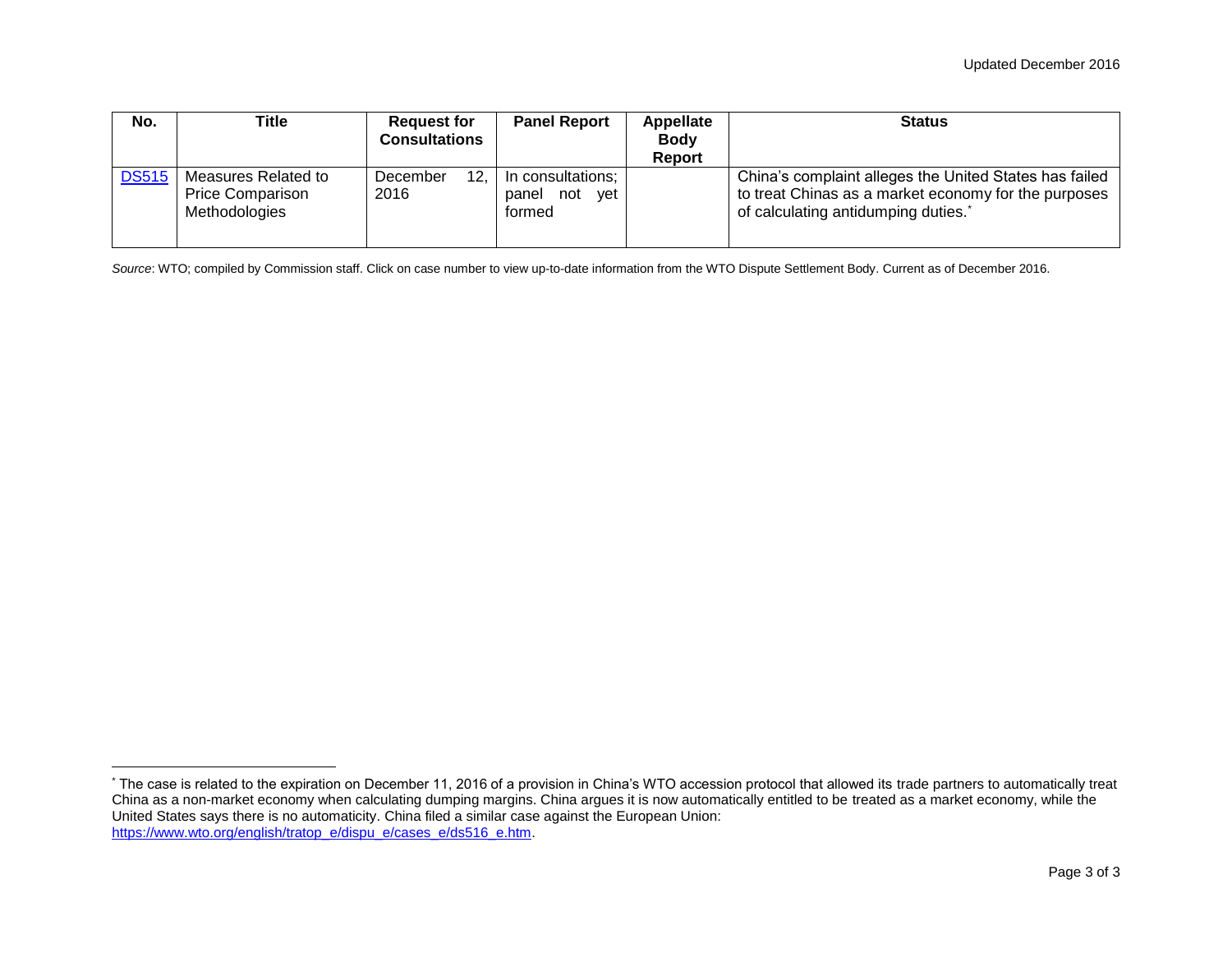| No. | Title | Request for Consultations | Panel Report | Appellate Body Report | Status |
|---|---|---|---|---|---|
| DS515 | Measures Related to Price Comparison Methodologies | December 12, 2016 | In consultations; panel not yet formed | | China's complaint alleges the United States has failed to treat Chinas as a market economy for the purposes of calculating antidumping duties.* |

*Source*: WTO; compiled by Commission staff. Click on case number to view up-to-date information from the WTO Dispute Settlement Body. Current as of December 2016.

* The case is related to the expiration on December 11, 2016 of a provision in China's WTO accession protocol that allowed its trade partners to automatically treat China as a non-market economy when calculating dumping margins. China argues it is now automatically entitled to be treated as a market economy, while the United States says there is no automaticity. China filed a similar case against the European Union: https://www.wto.org/english/tratop_e/dispu_e/cases_e/ds516_e.htm.